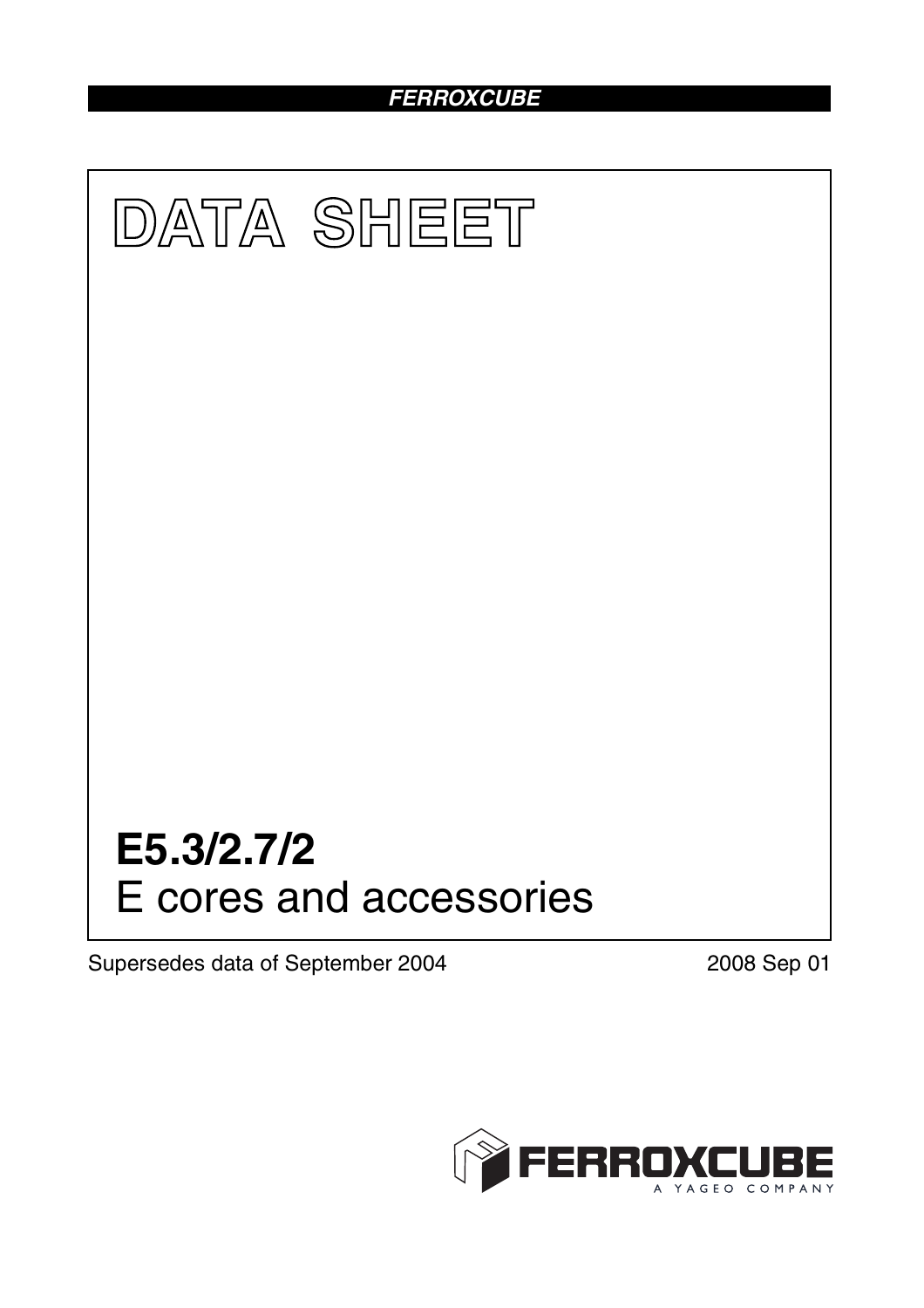**FERROXCUBE**

# DATA SHEET

# E5.3/2.7/2

## E cores and accessories

Supersedes data of September 2004

2008 Sep 01

FERROXCUBE
A YAGEO COMPANY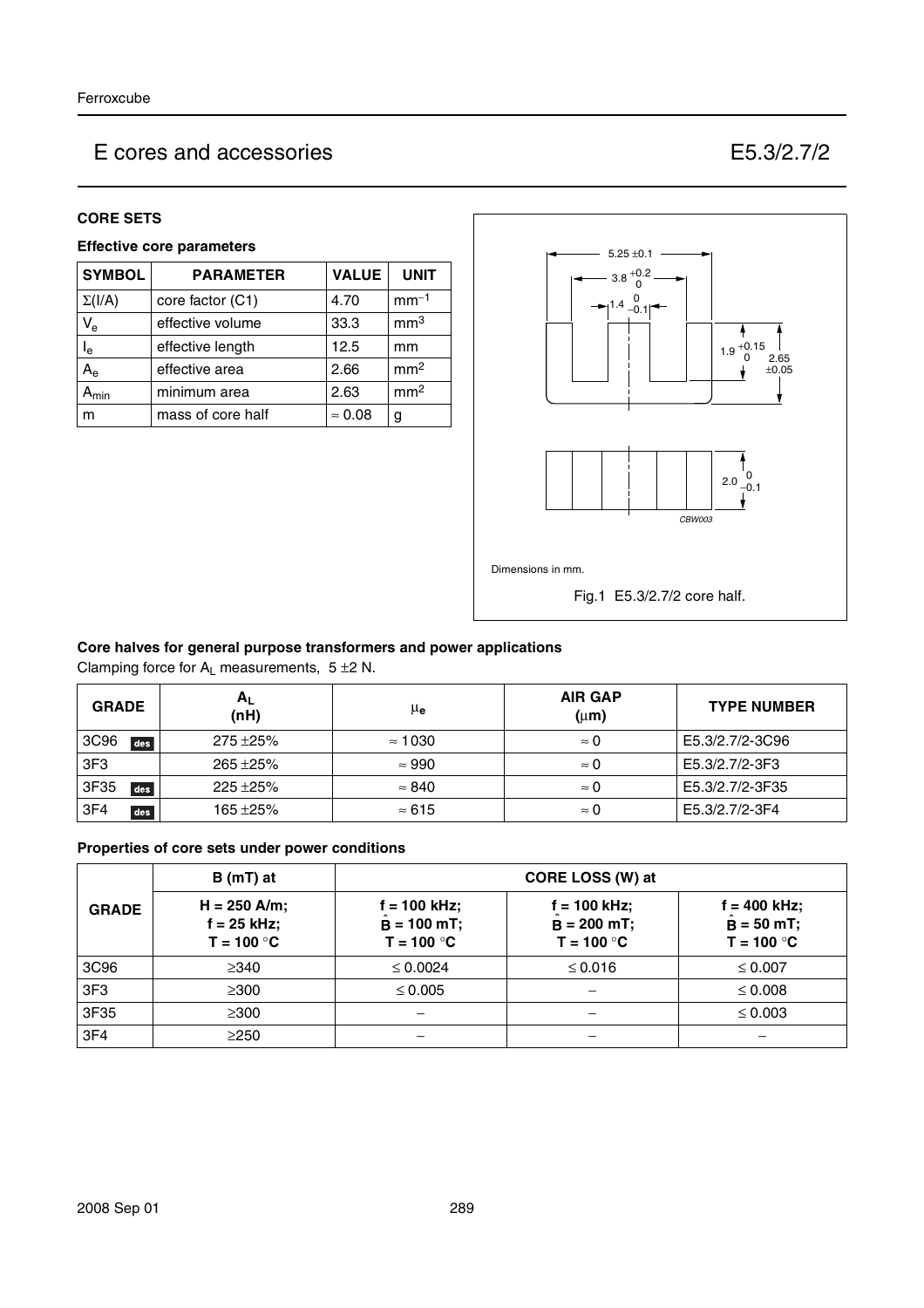## E cores and accessories E5.3/2.7/2

### CORE SETS

#### Effective core parameters

| SYMBOL | PARAMETER | VALUE | UNIT |
|---|---|---|---|
| $\Sigma(I/A)$ | core factor (C1) | 4.70 | $mm^{-1}$ |
| $V_e$ | effective volume | 33.3 | $mm^3$ |
| $l_e$ | effective length | 12.5 | mm |
| $A_e$ | effective area | 2.66 | $mm^2$ |
| $A_{min}$ | minimum area | 2.63 | $mm^2$ |
| m | mass of core half | ≈ 0.08 | g |

Dimensions in mm.

Fig.1 E5.3/2.7/2 core half.

#### Core halves for general purpose transformers and power applications

Clamping force for $A_L$ measurements, 5 ±2 N.

| GRADE | $A_L$ (nH) | $\mu_e$ | AIR GAP (μm) | TYPE NUMBER |
|---|---|---|---|---|
| 3C96 des | 275 ±25% | ≈ 1030 | ≈ 0 | E5.3/2.7/2-3C96 |
| 3F3 | 265 ±25% | ≈ 990 | ≈ 0 | E5.3/2.7/2-3F3 |
| 3F35 des | 225 ±25% | ≈ 840 | ≈ 0 | E5.3/2.7/2-3F35 |
| 3F4 des | 165 ±25% | ≈ 615 | ≈ 0 | E5.3/2.7/2-3F4 |

#### Properties of core sets under power conditions

| GRADE | B (mT) at | CORE LOSS (W) at | | |
|---|---|---|---|---|
| | H = 250 A/m; f = 25 kHz; T = 100 °C | f = 100 kHz; $\hat{B}$ = 100 mT; T = 100 °C | f = 100 kHz; $\hat{B}$ = 200 mT; T = 100 °C | f = 400 kHz; $\hat{B}$ = 50 mT; T = 100 °C |
| 3C96 | ≥340 | ≤ 0.0024 | ≤ 0.016 | ≤ 0.007 |
| 3F3 | ≥300 | ≤ 0.005 | – | ≤ 0.008 |
| 3F35 | ≥300 | – | – | ≤ 0.003 |
| 3F4 | ≥250 | – | – | – |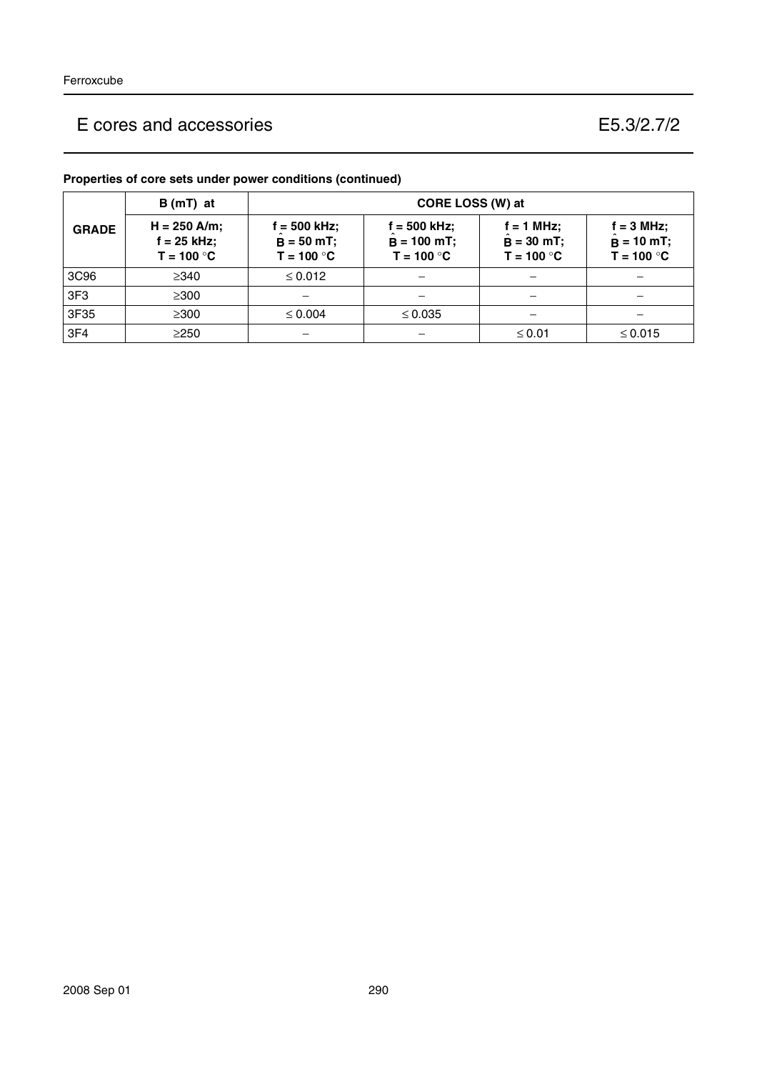# E cores and accessories E5.3/2.7/2

**Properties of core sets under power conditions (continued)**

| GRADE | B (mT) at | CORE LOSS (W) at | | | |
|---|---|---|---|---|---|
| | H = 250 A/m; f = 25 kHz; T = 100 °C | f = 500 kHz; $\hat{B}$ = 50 mT; T = 100 °C | f = 500 kHz; $\hat{B}$ = 100 mT; T = 100 °C | f = 1 MHz; $\hat{B}$ = 30 mT; T = 100 °C | f = 3 MHz; $\hat{B}$ = 10 mT; T = 100 °C |
| 3C96 | ≥340 | ≤ 0.012 | − | − | − |
| 3F3 | ≥300 | − | − | − | − |
| 3F35 | ≥300 | ≤ 0.004 | ≤ 0.035 | − | − |
| 3F4 | ≥250 | − | − | ≤ 0.01 | ≤ 0.015 |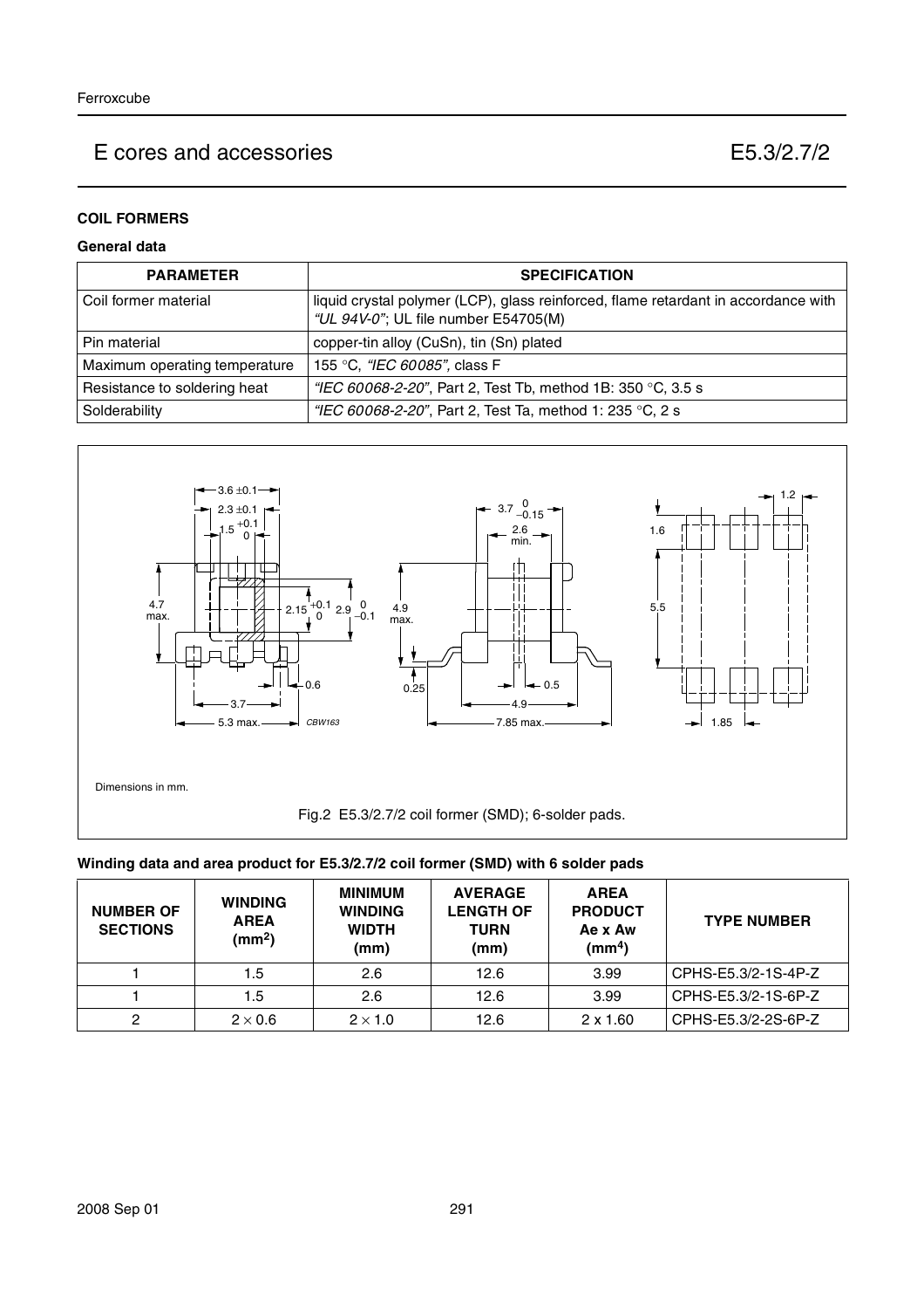# E cores and accessories — E5.3/2.7/2

## COIL FORMERS

### General data

| PARAMETER | SPECIFICATION |
|---|---|
| Coil former material | liquid crystal polymer (LCP), glass reinforced, flame retardant in accordance with *"UL 94V-0"*; UL file number E54705(M) |
| Pin material | copper-tin alloy (CuSn), tin (Sn) plated |
| Maximum operating temperature | 155 °C, *"IEC 60085"*, class F |
| Resistance to soldering heat | *"IEC 60068-2-20"*, Part 2, Test Tb, method 1B: 350 °C, 3.5 s |
| Solderability | *"IEC 60068-2-20"*, Part 2, Test Ta, method 1: 235 °C, 2 s |

Dimensions in mm.

Fig.2 E5.3/2.7/2 coil former (SMD); 6-solder pads.

### Winding data and area product for E5.3/2.7/2 coil former (SMD) with 6 solder pads

| NUMBER OF SECTIONS | WINDING AREA ($mm^2$) | MINIMUM WINDING WIDTH (mm) | AVERAGE LENGTH OF TURN (mm) | AREA PRODUCT Ae x Aw ($mm^4$) | TYPE NUMBER |
|---|---|---|---|---|---|
| 1 | 1.5 | 2.6 | 12.6 | 3.99 | CPHS-E5.3/2-1S-4P-Z |
| 1 | 1.5 | 2.6 | 12.6 | 3.99 | CPHS-E5.3/2-1S-6P-Z |
| 2 | 2 × 0.6 | 2 × 1.0 | 12.6 | 2 x 1.60 | CPHS-E5.3/2-2S-6P-Z |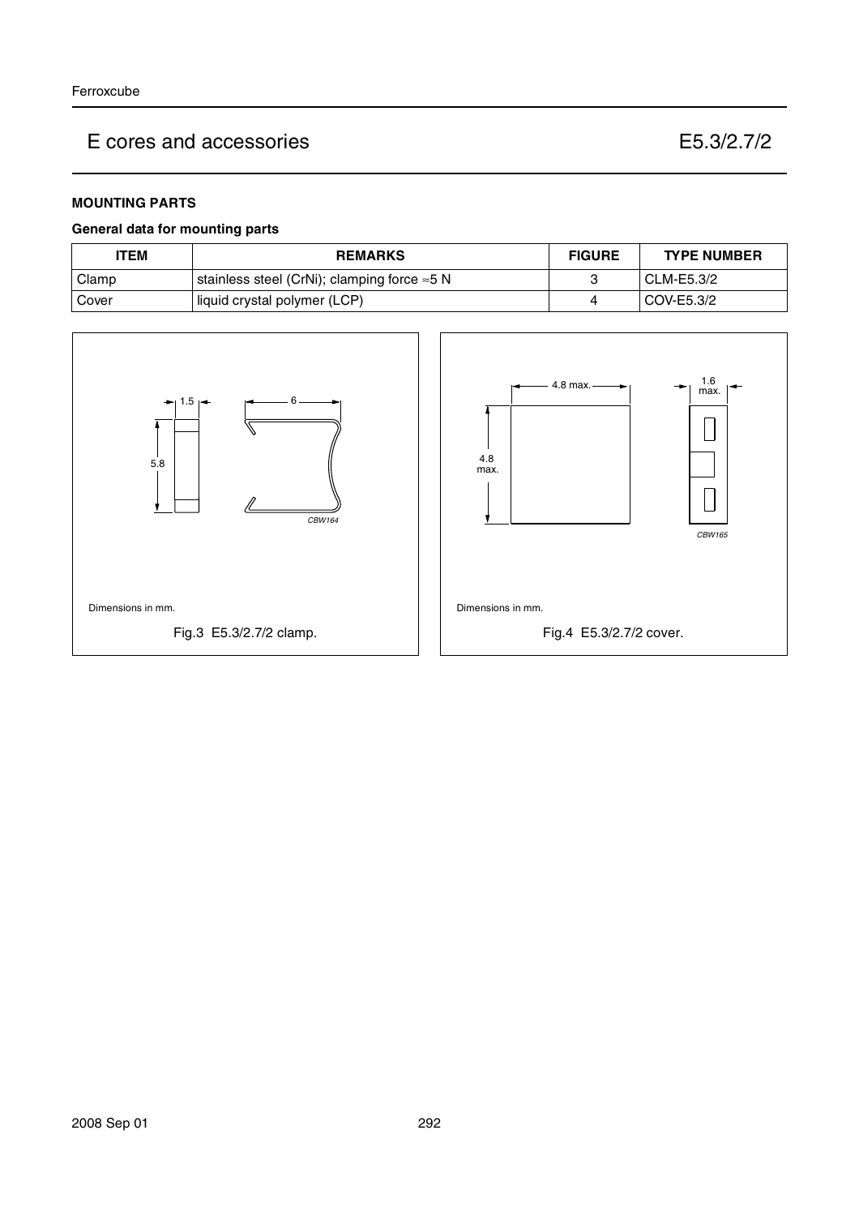# E cores and accessories E5.3/2.7/2

## MOUNTING PARTS

### General data for mounting parts

| ITEM | REMARKS | FIGURE | TYPE NUMBER |
|---|---|---|---|
| Clamp | stainless steel (CrNi); clamping force ≈5 N | 3 | CLM-E5.3/2 |
| Cover | liquid crystal polymer (LCP) | 4 | COV-E5.3/2 |

Dimensions in mm.

Fig.3 E5.3/2.7/2 clamp.

Dimensions in mm.

Fig.4 E5.3/2.7/2 cover.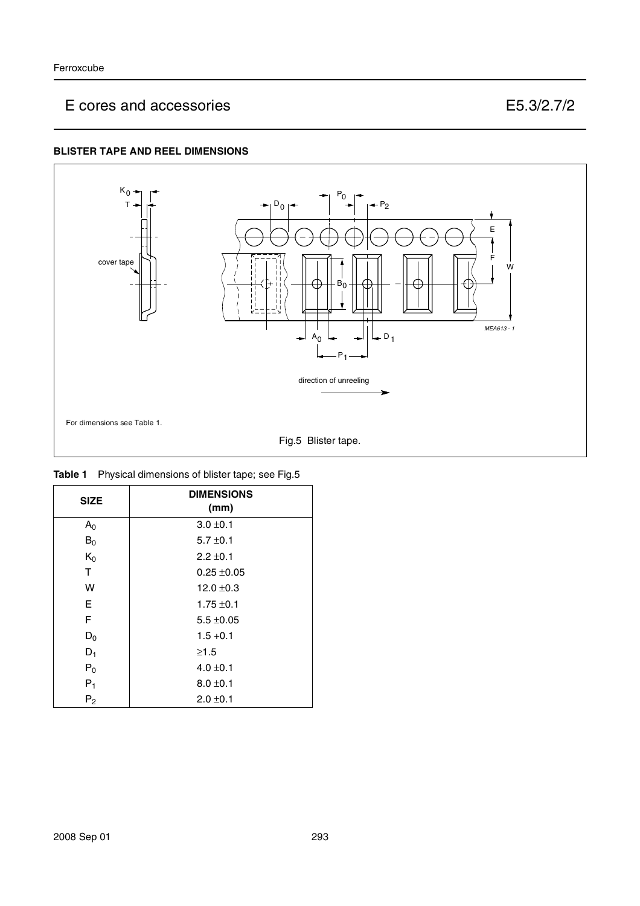# E cores and accessories — E5.3/2.7/2

### BLISTER TAPE AND REEL DIMENSIONS

For dimensions see Table 1.

Fig.5 Blister tape.

**Table 1** Physical dimensions of blister tape; see Fig.5

| SIZE | DIMENSIONS (mm) |
|---|---|
| $A_0$ | 3.0 ±0.1 |
| $B_0$ | 5.7 ±0.1 |
| $K_0$ | 2.2 ±0.1 |
| T | 0.25 ±0.05 |
| W | 12.0 ±0.3 |
| E | 1.75 ±0.1 |
| F | 5.5 ±0.05 |
| $D_0$ | 1.5 +0.1 |
| $D_1$ | ≥1.5 |
| $P_0$ | 4.0 ±0.1 |
| $P_1$ | 8.0 ±0.1 |
| $P_2$ | 2.0 ±0.1 |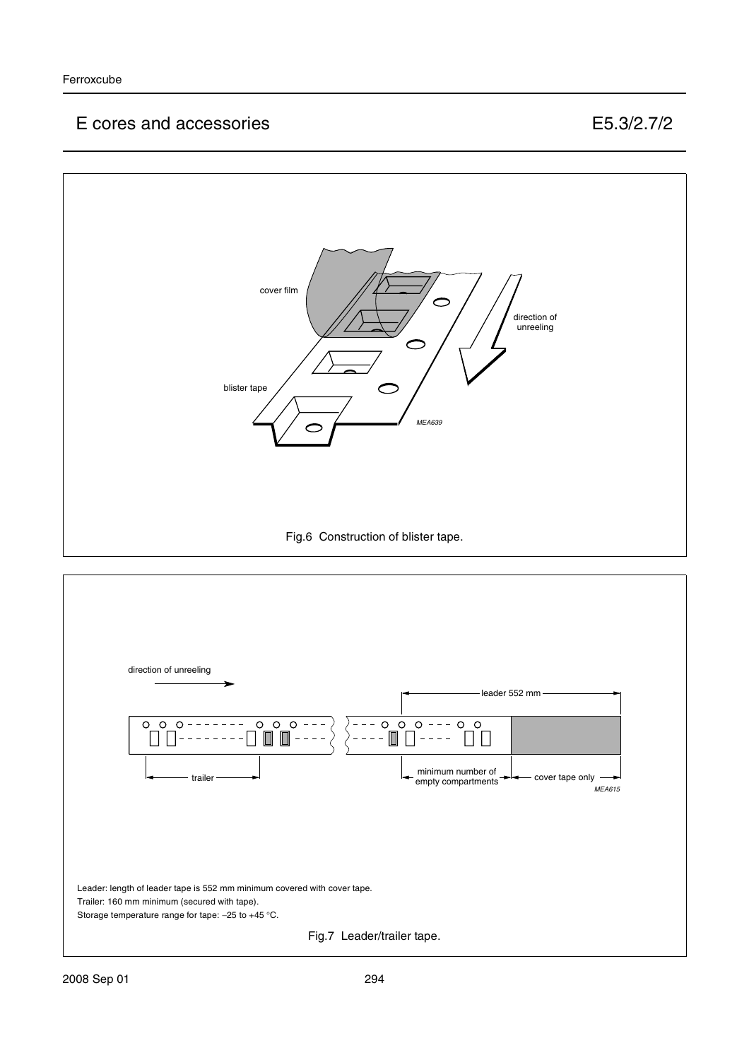Fig.6 Construction of blister tape.

Leader: length of leader tape is 552 mm minimum covered with cover tape.

Trailer: 160 mm minimum (secured with tape).

Storage temperature range for tape: −25 to +45 °C.

Fig.7 Leader/trailer tape.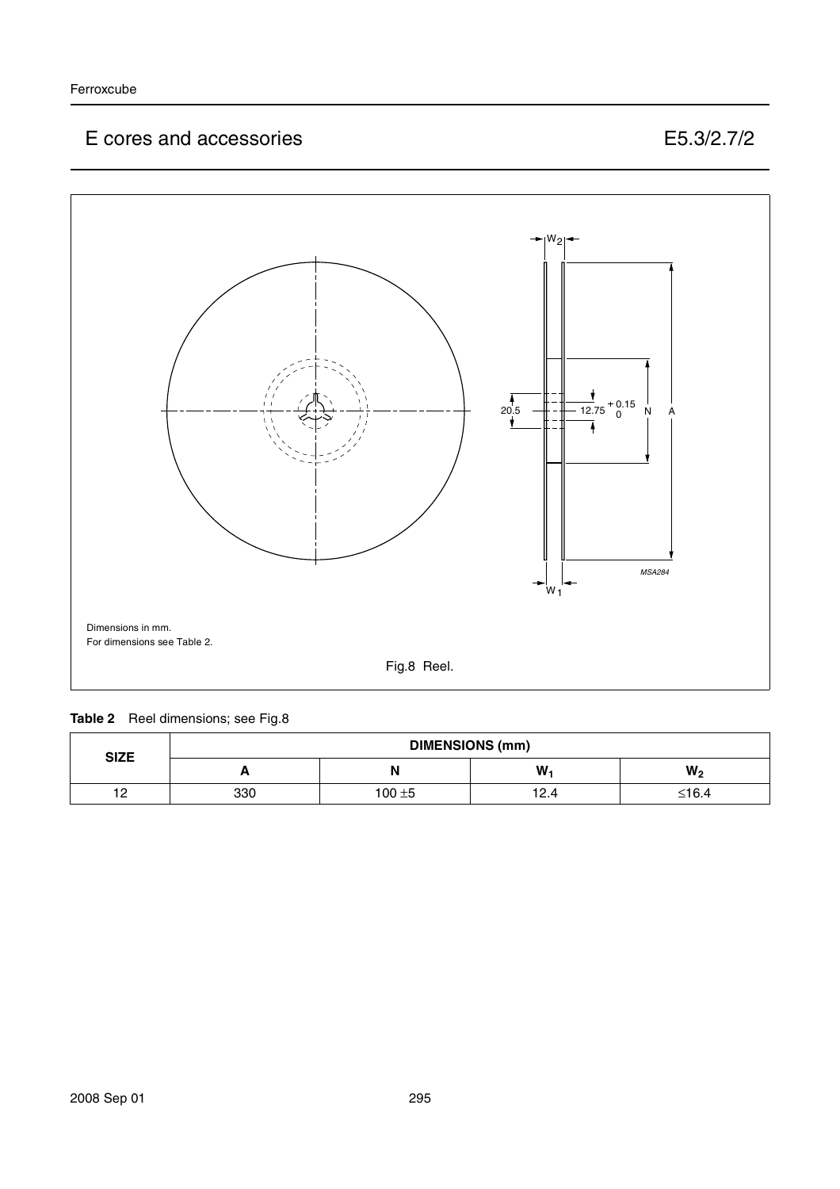Dimensions in mm.
For dimensions see Table 2.

Fig.8 Reel.

**Table 2** Reel dimensions; see Fig.8

| SIZE | DIMENSIONS (mm) | | | |
|---|---|---|---|---|
| | A | N | $W_1$ | $W_2$ |
| 12 | 330 | 100 ±5 | 12.4 | ≤16.4 |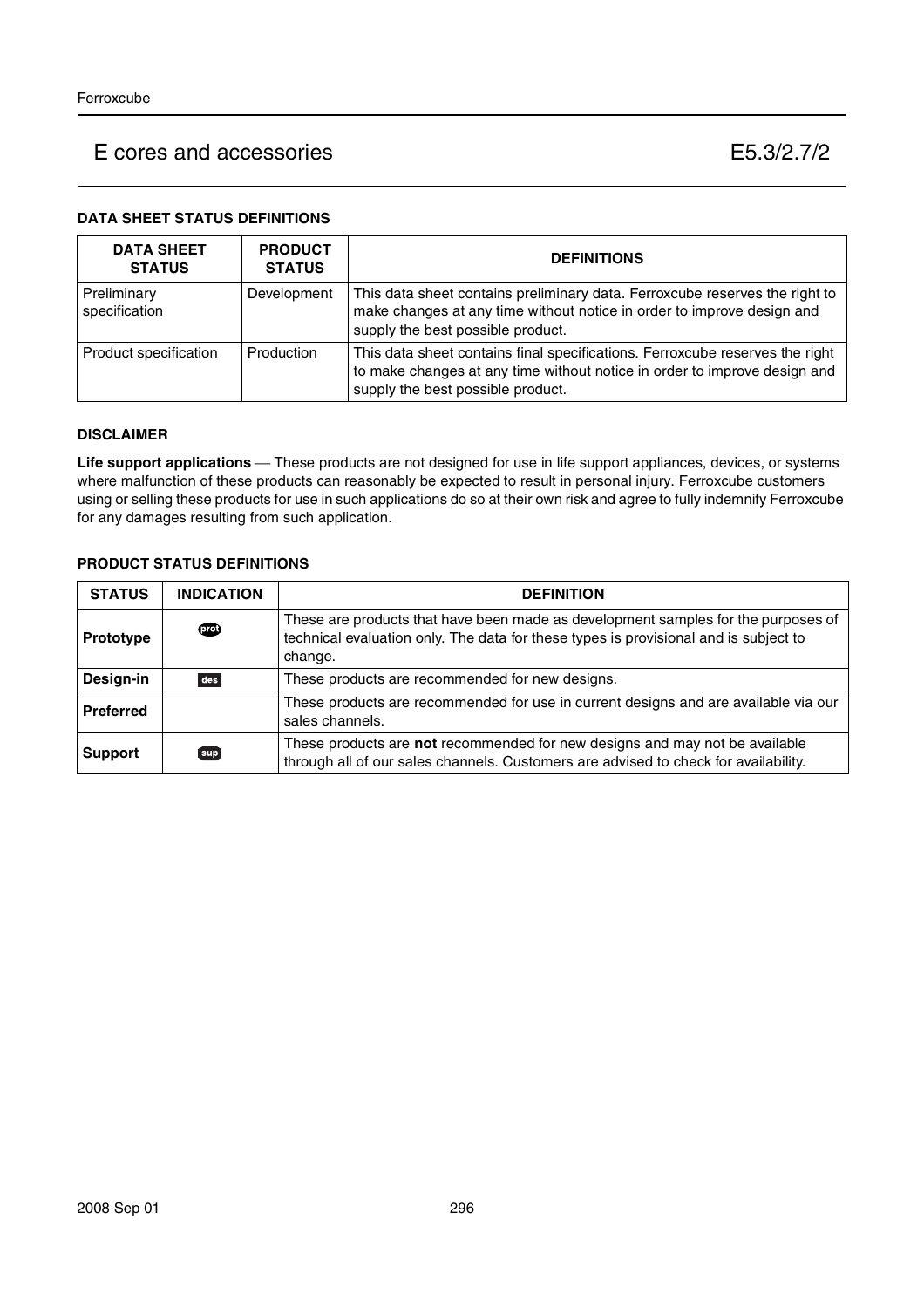## DATA SHEET STATUS DEFINITIONS

| DATA SHEET STATUS | PRODUCT STATUS | DEFINITIONS |
|---|---|---|
| Preliminary specification | Development | This data sheet contains preliminary data. Ferroxcube reserves the right to make changes at any time without notice in order to improve design and supply the best possible product. |
| Product specification | Production | This data sheet contains final specifications. Ferroxcube reserves the right to make changes at any time without notice in order to improve design and supply the best possible product. |

## DISCLAIMER

**Life support applications** — These products are not designed for use in life support appliances, devices, or systems where malfunction of these products can reasonably be expected to result in personal injury. Ferroxcube customers using or selling these products for use in such applications do so at their own risk and agree to fully indemnify Ferroxcube for any damages resulting from such application.

## PRODUCT STATUS DEFINITIONS

| STATUS | INDICATION | DEFINITION |
|---|---|---|
| **Prototype** | prot | These are products that have been made as development samples for the purposes of technical evaluation only. The data for these types is provisional and is subject to change. |
| **Design-in** | des | These products are recommended for new designs. |
| **Preferred** | | These products are recommended for use in current designs and are available via our sales channels. |
| **Support** | sup | These products are **not** recommended for new designs and may not be available through all of our sales channels. Customers are advised to check for availability. |